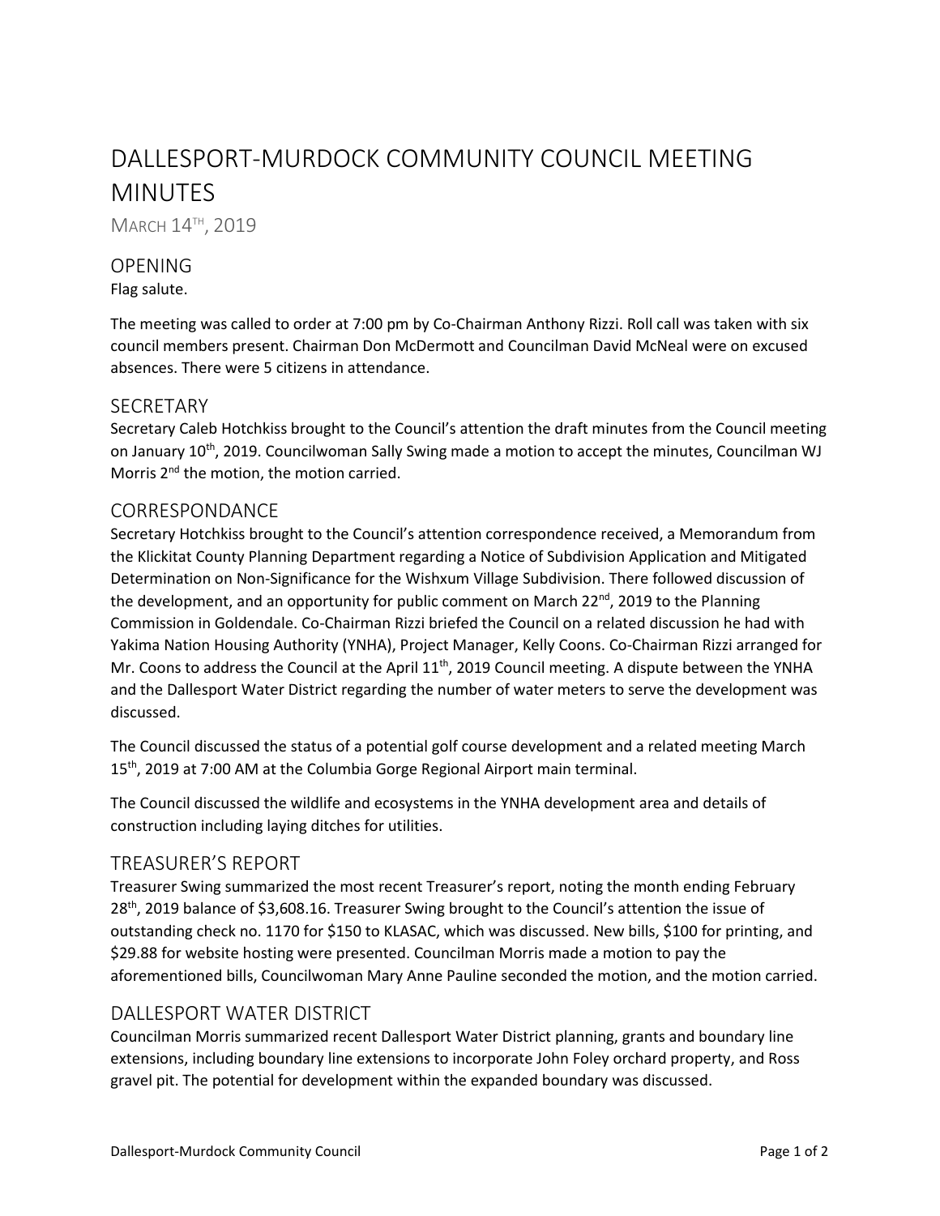# DALLESPORT-MURDOCK COMMUNITY COUNCIL MEETING MINUTES

MARCH 14TH, 2019

## OPENING

Flag salute.

The meeting was called to order at 7:00 pm by Co-Chairman Anthony Rizzi. Roll call was taken with six council members present. Chairman Don McDermott and Councilman David McNeal were on excused absences. There were 5 citizens in attendance.

## SECRETARY

Secretary Caleb Hotchkiss brought to the Council's attention the draft minutes from the Council meeting on January 10th, 2019. Councilwoman Sally Swing made a motion to accept the minutes, Councilman WJ Morris 2nd the motion, the motion carried.

## CORRESPONDANCE

Secretary Hotchkiss brought to the Council's attention correspondence received, a Memorandum from the Klickitat County Planning Department regarding a Notice of Subdivision Application and Mitigated Determination on Non-Significance for the Wishxum Village Subdivision. There followed discussion of the development, and an opportunity for public comment on March 22nd, 2019 to the Planning Commission in Goldendale. Co-Chairman Rizzi briefed the Council on a related discussion he had with Yakima Nation Housing Authority (YNHA), Project Manager, Kelly Coons. Co-Chairman Rizzi arranged for Mr. Coons to address the Council at the April 11th, 2019 Council meeting. A dispute between the YNHA and the Dallesport Water District regarding the number of water meters to serve the development was discussed.

The Council discussed the status of a potential golf course development and a related meeting March 15th, 2019 at 7:00 AM at the Columbia Gorge Regional Airport main terminal.

The Council discussed the wildlife and ecosystems in the YNHA development area and details of construction including laying ditches for utilities.

## TREASURER'S REPORT

Treasurer Swing summarized the most recent Treasurer's report, noting the month ending February 28th, 2019 balance of $3,608.16. Treasurer Swing brought to the Council's attention the issue of outstanding check no. 1170 for $150 to KLASAC, which was discussed. New bills, $100 for printing, and $29.88 for website hosting were presented. Councilman Morris made a motion to pay the aforementioned bills, Councilwoman Mary Anne Pauline seconded the motion, and the motion carried.

## DALLESPORT WATER DISTRICT

Councilman Morris summarized recent Dallesport Water District planning, grants and boundary line extensions, including boundary line extensions to incorporate John Foley orchard property, and Ross gravel pit. The potential for development within the expanded boundary was discussed.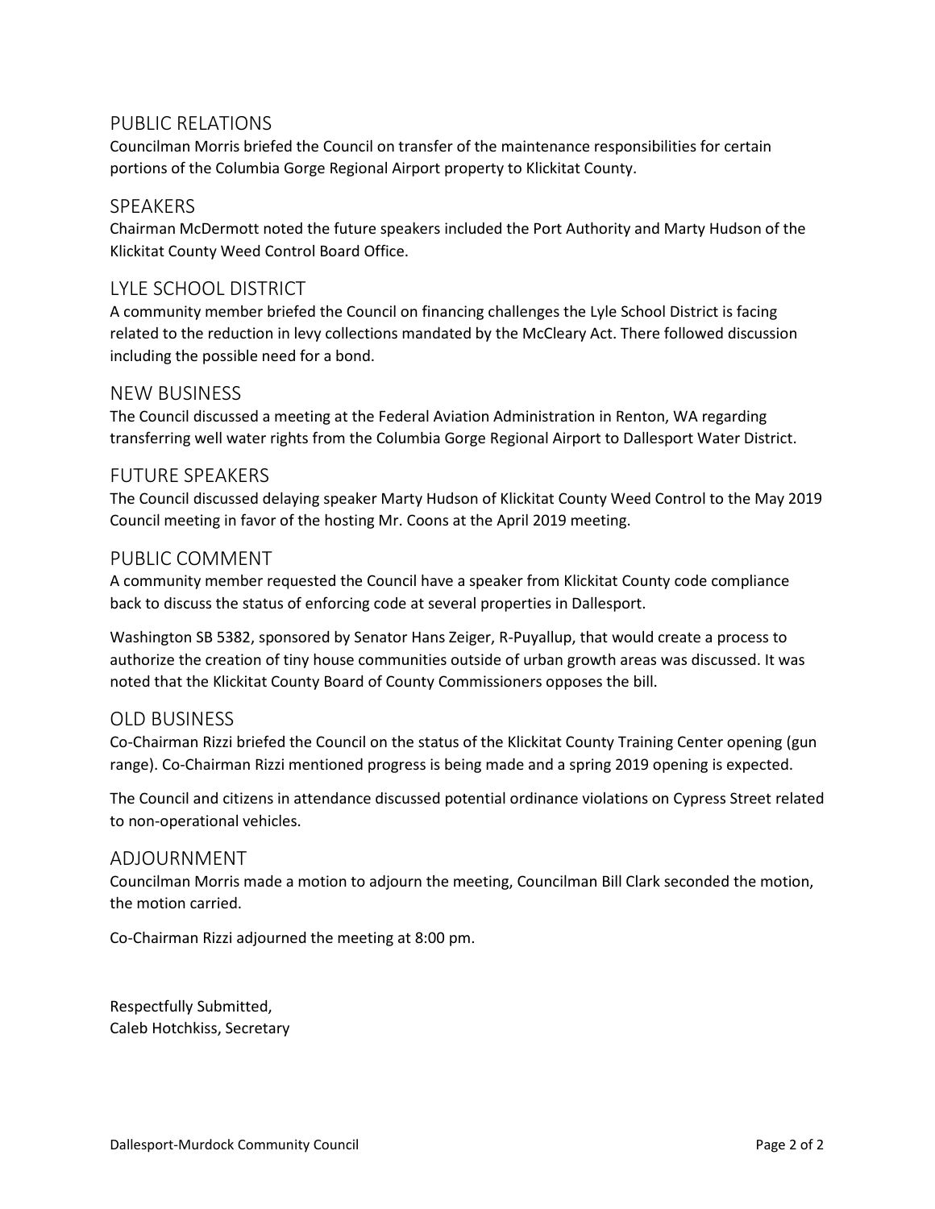## PUBLIC RELATIONS

Councilman Morris briefed the Council on transfer of the maintenance responsibilities for certain portions of the Columbia Gorge Regional Airport property to Klickitat County.

## SPEAKERS

Chairman McDermott noted the future speakers included the Port Authority and Marty Hudson of the Klickitat County Weed Control Board Office.

## LYLE SCHOOL DISTRICT

A community member briefed the Council on financing challenges the Lyle School District is facing related to the reduction in levy collections mandated by the McCleary Act. There followed discussion including the possible need for a bond.

## NEW BUSINESS

The Council discussed a meeting at the Federal Aviation Administration in Renton, WA regarding transferring well water rights from the Columbia Gorge Regional Airport to Dallesport Water District.

## FUTURE SPEAKERS

The Council discussed delaying speaker Marty Hudson of Klickitat County Weed Control to the May 2019 Council meeting in favor of the hosting Mr. Coons at the April 2019 meeting.

## PUBLIC COMMENT

A community member requested the Council have a speaker from Klickitat County code compliance back to discuss the status of enforcing code at several properties in Dallesport.

Washington SB 5382, sponsored by Senator Hans Zeiger, R-Puyallup, that would create a process to authorize the creation of tiny house communities outside of urban growth areas was discussed. It was noted that the Klickitat County Board of County Commissioners opposes the bill.

## OLD BUSINESS

Co-Chairman Rizzi briefed the Council on the status of the Klickitat County Training Center opening (gun range). Co-Chairman Rizzi mentioned progress is being made and a spring 2019 opening is expected.

The Council and citizens in attendance discussed potential ordinance violations on Cypress Street related to non-operational vehicles.

## ADJOURNMENT

Councilman Morris made a motion to adjourn the meeting, Councilman Bill Clark seconded the motion, the motion carried.

Co-Chairman Rizzi adjourned the meeting at 8:00 pm.

Respectfully Submitted,
Caleb Hotchkiss, Secretary